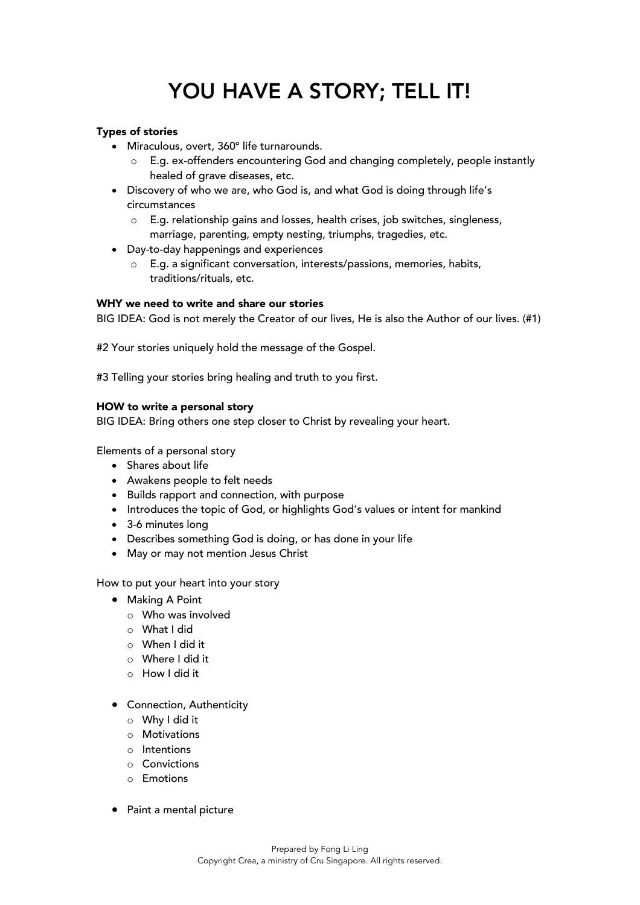# YOU HAVE A STORY; TELL IT!

**Types of stories**

- Miraculous, overt, 360° life turnarounds.
  - E.g. ex-offenders encountering God and changing completely, people instantly healed of grave diseases, etc.
- Discovery of who we are, who God is, and what God is doing through life's circumstances
  - E.g. relationship gains and losses, health crises, job switches, singleness, marriage, parenting, empty nesting, triumphs, tragedies, etc.
- Day-to-day happenings and experiences
  - E.g. a significant conversation, interests/passions, memories, habits, traditions/rituals, etc.

**WHY we need to write and share our stories**

BIG IDEA: God is not merely the Creator of our lives, He is also the Author of our lives. (#1)

#2 Your stories uniquely hold the message of the Gospel.

#3 Telling your stories bring healing and truth to you first.

**HOW to write a personal story**

BIG IDEA: Bring others one step closer to Christ by revealing your heart.

Elements of a personal story

- Shares about life
- Awakens people to felt needs
- Builds rapport and connection, with purpose
- Introduces the topic of God, or highlights God's values or intent for mankind
- 3-6 minutes long
- Describes something God is doing, or has done in your life
- May or may not mention Jesus Christ

How to put your heart into your story

- Making A Point
  - Who was involved
  - What I did
  - When I did it
  - Where I did it
  - How I did it
- Connection, Authenticity
  - Why I did it
  - Motivations
  - Intentions
  - Convictions
  - Emotions
- Paint a mental picture

Prepared by Fong Li Ling
Copyright Crea, a ministry of Cru Singapore. All rights reserved.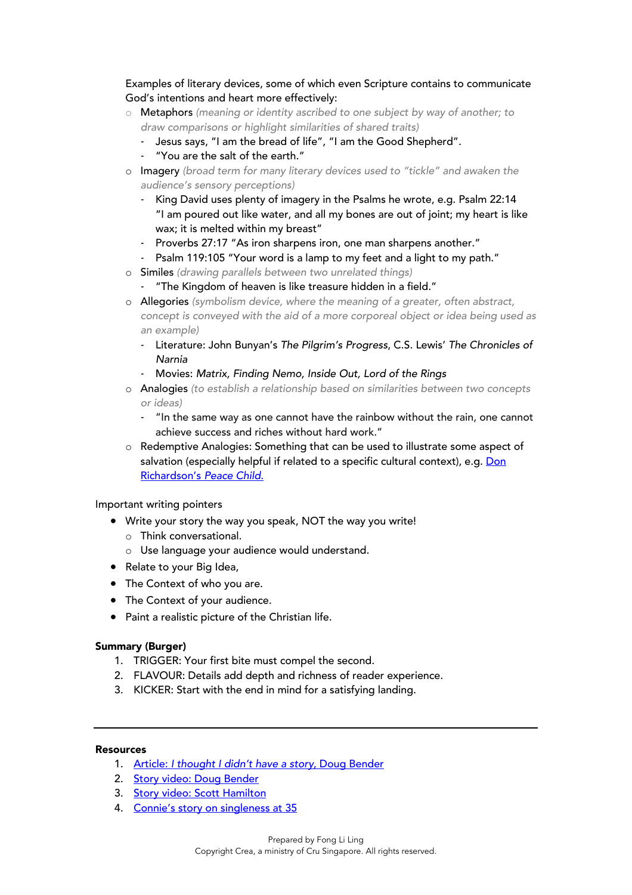Examples of literary devices, some of which even Scripture contains to communicate God's intentions and heart more effectively:

- Metaphors *(meaning or identity ascribed to one subject by way of another; to draw comparisons or highlight similarities of shared traits)*
  - Jesus says, "I am the bread of life", "I am the Good Shepherd".
  - "You are the salt of the earth."
- Imagery *(broad term for many literary devices used to "tickle" and awaken the audience's sensory perceptions)*
  - King David uses plenty of imagery in the Psalms he wrote, e.g. Psalm 22:14 "I am poured out like water, and all my bones are out of joint; my heart is like wax; it is melted within my breast"
  - Proverbs 27:17 "As iron sharpens iron, one man sharpens another."
  - Psalm 119:105 "Your word is a lamp to my feet and a light to my path."
- Similes *(drawing parallels between two unrelated things)*
  - "The Kingdom of heaven is like treasure hidden in a field."
- Allegories *(symbolism device, where the meaning of a greater, often abstract, concept is conveyed with the aid of a more corporeal object or idea being used as an example)*
  - Literature: John Bunyan's *The Pilgrim's Progress*, C.S. Lewis' *The Chronicles of Narnia*
  - Movies: *Matrix, Finding Nemo, Inside Out, Lord of the Rings*
- Analogies *(to establish a relationship based on similarities between two concepts or ideas)*
  - "In the same way as one cannot have the rainbow without the rain, one cannot achieve success and riches without hard work."
- Redemptive Analogies: Something that can be used to illustrate some aspect of salvation (especially helpful if related to a specific cultural context), e.g. Don Richardson's *Peace Child.*

Important writing pointers

- Write your story the way you speak, NOT the way you write!
  - Think conversational.
  - Use language your audience would understand.
- Relate to your Big Idea,
- The Context of who you are.
- The Context of your audience.
- Paint a realistic picture of the Christian life.

**Summary (Burger)**

1. TRIGGER: Your first bite must compel the second.
2. FLAVOUR: Details add depth and richness of reader experience.
3. KICKER: Start with the end in mind for a satisfying landing.

---

**Resources**

1. Article: *I thought I didn't have a story*, Doug Bender
2. Story video: Doug Bender
3. Story video: Scott Hamilton
4. Connie's story on singleness at 35

Prepared by Fong Li Ling
Copyright Crea, a ministry of Cru Singapore. All rights reserved.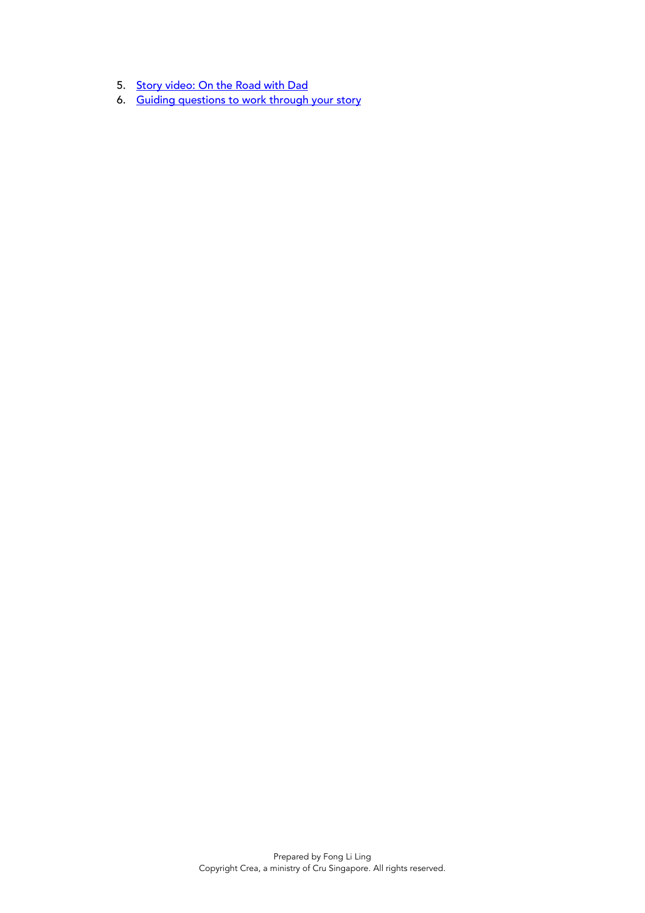5. Story video: On the Road with Dad
6. Guiding questions to work through your story

Prepared by Fong Li Ling
Copyright Crea, a ministry of Cru Singapore. All rights reserved.